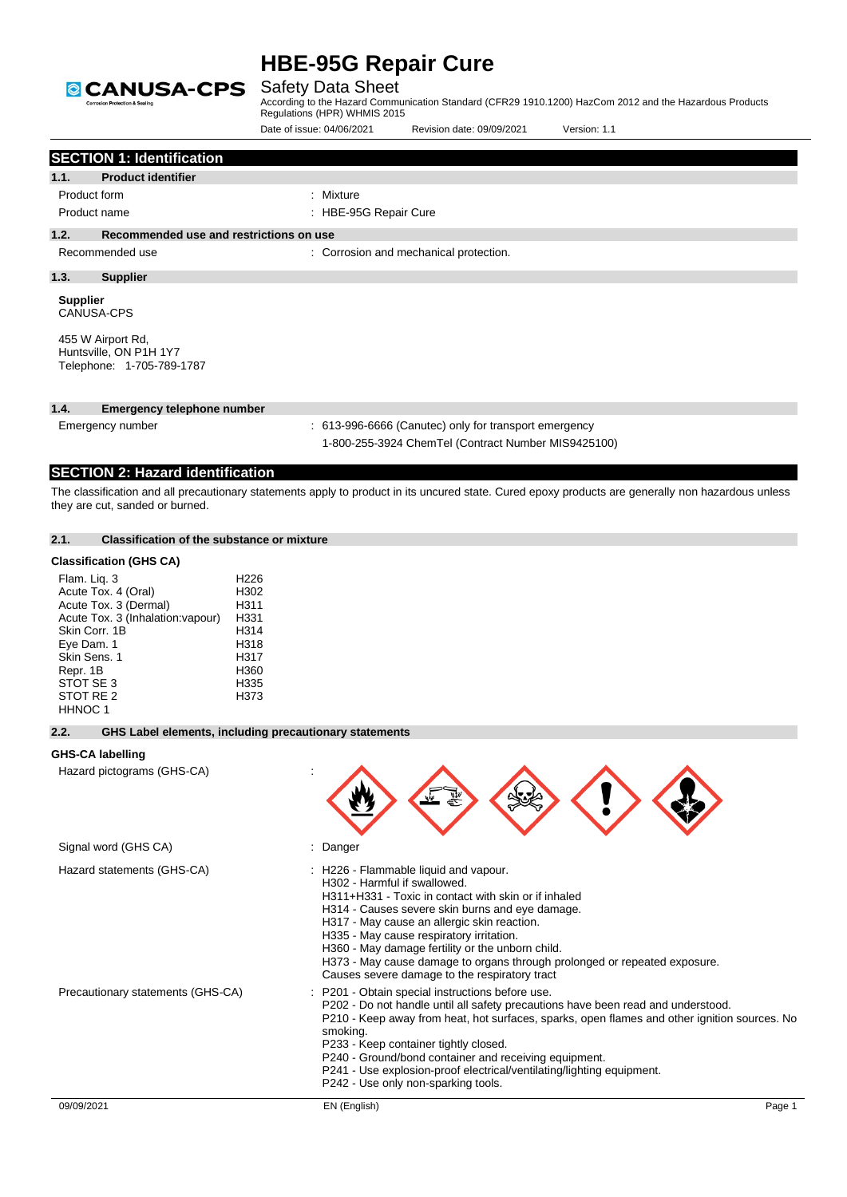# HBE-95G Repair Cure

## Safety Data Sheet

According to the Hazard Communication Standard (CFR29 1910.1200) HazCom 2012 and the Hazardous Products Regulations (HPR) WHMIS 2015

Date of issue: 04/06/2021 Revision date: 09/09/2021 Version: 1.1

## SECTION 1: Identification

### 1.1. Product identifier

Product form : Mixture

Product name : HBE-95G Repair Cure

### 1.2. Recommended use and restrictions on use

Recommended use : Corrosion and mechanical protection.

### 1.3. Supplier

**Supplier**
CANUSA-CPS

455 W Airport Rd,
Huntsville, ON P1H 1Y7
Telephone: 1-705-789-1787

### 1.4. Emergency telephone number

Emergency number : 613-996-6666 (Canutec) only for transport emergency
1-800-255-3924 ChemTel (Contract Number MIS9425100)

## SECTION 2: Hazard identification

The classification and all precautionary statements apply to product in its uncured state. Cured epoxy products are generally non hazardous unless they are cut, sanded or burned.

### 2.1. Classification of the substance or mixture

**Classification (GHS CA)**

| | |
|---|---|
| Flam. Liq. 3 | H226 |
| Acute Tox. 4 (Oral) | H302 |
| Acute Tox. 3 (Dermal) | H311 |
| Acute Tox. 3 (Inhalation:vapour) | H331 |
| Skin Corr. 1B | H314 |
| Eye Dam. 1 | H318 |
| Skin Sens. 1 | H317 |
| Repr. 1B | H360 |
| STOT SE 3 | H335 |
| STOT RE 2 | H373 |
| HHNOC 1 | |

### 2.2. GHS Label elements, including precautionary statements

**GHS-CA labelling**

Hazard pictograms (GHS-CA) :

Signal word (GHS CA) : Danger

Hazard statements (GHS-CA) :
H226 - Flammable liquid and vapour.
H302 - Harmful if swallowed.
H311+H331 - Toxic in contact with skin or if inhaled
H314 - Causes severe skin burns and eye damage.
H317 - May cause an allergic skin reaction.
H335 - May cause respiratory irritation.
H360 - May damage fertility or the unborn child.
H373 - May cause damage to organs through prolonged or repeated exposure.
Causes severe damage to the respiratory tract

Precautionary statements (GHS-CA) :
P201 - Obtain special instructions before use.
P202 - Do not handle until all safety precautions have been read and understood.
P210 - Keep away from heat, hot surfaces, sparks, open flames and other ignition sources. No smoking.
P233 - Keep container tightly closed.
P240 - Ground/bond container and receiving equipment.
P241 - Use explosion-proof electrical/ventilating/lighting equipment.
P242 - Use only non-sparking tools.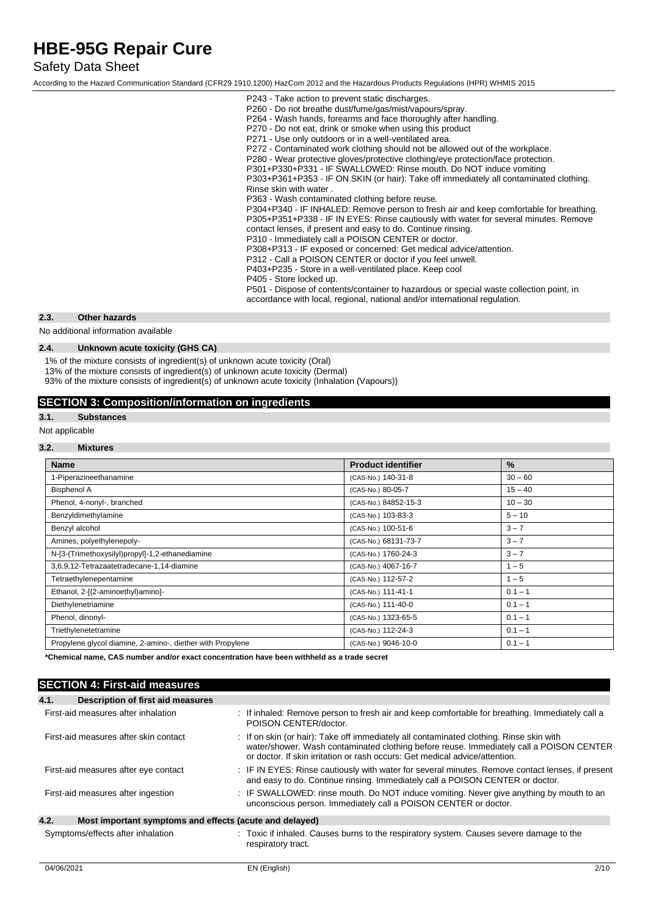P243 - Take action to prevent static discharges.
P260 - Do not breathe dust/fume/gas/mist/vapours/spray.
P264 - Wash hands, forearms and face thoroughly after handling.
P270 - Do not eat, drink or smoke when using this product
P271 - Use only outdoors or in a well-ventilated area.
P272 - Contaminated work clothing should not be allowed out of the workplace.
P280 - Wear protective gloves/protective clothing/eye protection/face protection.
P301+P330+P331 - IF SWALLOWED: Rinse mouth. Do NOT induce vomiting
P303+P361+P353 - IF ON SKIN (or hair): Take off immediately all contaminated clothing. Rinse skin with water .
P363 - Wash contaminated clothing before reuse.
P304+P340 - IF INHALED: Remove person to fresh air and keep comfortable for breathing.
P305+P351+P338 - IF IN EYES: Rinse cautiously with water for several minutes. Remove contact lenses, if present and easy to do. Continue rinsing.
P310 - Immediately call a POISON CENTER or doctor.
P308+P313 - IF exposed or concerned: Get medical advice/attention.
P312 - Call a POISON CENTER or doctor if you feel unwell.
P403+P235 - Store in a well-ventilated place. Keep cool
P405 - Store locked up.
P501 - Dispose of contents/container to hazardous or special waste collection point, in accordance with local, regional, national and/or international regulation.

### 2.3. Other hazards

No additional information available

### 2.4. Unknown acute toxicity (GHS CA)

1% of the mixture consists of ingredient(s) of unknown acute toxicity (Oral)
13% of the mixture consists of ingredient(s) of unknown acute toxicity (Dermal)
93% of the mixture consists of ingredient(s) of unknown acute toxicity (Inhalation (Vapours))

## SECTION 3: Composition/information on ingredients

### 3.1. Substances

Not applicable

### 3.2. Mixtures

| Name | Product identifier | % |
|---|---|---|
| 1-Piperazineethanamine | (CAS-No.) 140-31-8 | 30 – 60 |
| Bisphenol A | (CAS-No.) 80-05-7 | 15 – 40 |
| Phenol, 4-nonyl-, branched | (CAS-No.) 84852-15-3 | 10 – 30 |
| Benzyldimethylamine | (CAS-No.) 103-83-3 | 5 – 10 |
| Benzyl alcohol | (CAS-No.) 100-51-6 | 3 – 7 |
| Amines, polyethylenepoly- | (CAS-No.) 68131-73-7 | 3 – 7 |
| N-[3-(Trimethoxysilyl)propyl]-1,2-ethanediamine | (CAS-No.) 1760-24-3 | 3 – 7 |
| 3,6,9,12-Tetrazaatetradecane-1,14-diamine | (CAS-No.) 4067-16-7 | 1 – 5 |
| Tetraethylenepentamine | (CAS-No.) 112-57-2 | 1 – 5 |
| Ethanol, 2-[(2-aminoethyl)amino]- | (CAS-No.) 111-41-1 | 0.1 – 1 |
| Diethylenetriamine | (CAS-No.) 111-40-0 | 0.1 – 1 |
| Phenol, dinonyl- | (CAS-No.) 1323-65-5 | 0.1 – 1 |
| Triethylenetetramine | (CAS-No.) 112-24-3 | 0.1 – 1 |
| Propylene glycol diamine, 2-amino-, diether with Propylene | (CAS-No.) 9046-10-0 | 0.1 – 1 |

**\*Chemical name, CAS number and/or exact concentration have been withheld as a trade secret**

## SECTION 4: First-aid measures

### 4.1. Description of first aid measures

First-aid measures after inhalation : If inhaled: Remove person to fresh air and keep comfortable for breathing. Immediately call a POISON CENTER/doctor.

First-aid measures after skin contact : If on skin (or hair): Take off immediately all contaminated clothing. Rinse skin with water/shower. Wash contaminated clothing before reuse. Immediately call a POISON CENTER or doctor. If skin irritation or rash occurs: Get medical advice/attention.

First-aid measures after eye contact : IF IN EYES: Rinse cautiously with water for several minutes. Remove contact lenses, if present and easy to do. Continue rinsing. Immediately call a POISON CENTER or doctor.

First-aid measures after ingestion : IF SWALLOWED: rinse mouth. Do NOT induce vomiting. Never give anything by mouth to an unconscious person. Immediately call a POISON CENTER or doctor.

### 4.2. Most important symptoms and effects (acute and delayed)

Symptoms/effects after inhalation : Toxic if inhaled. Causes burns to the respiratory system. Causes severe damage to the respiratory tract.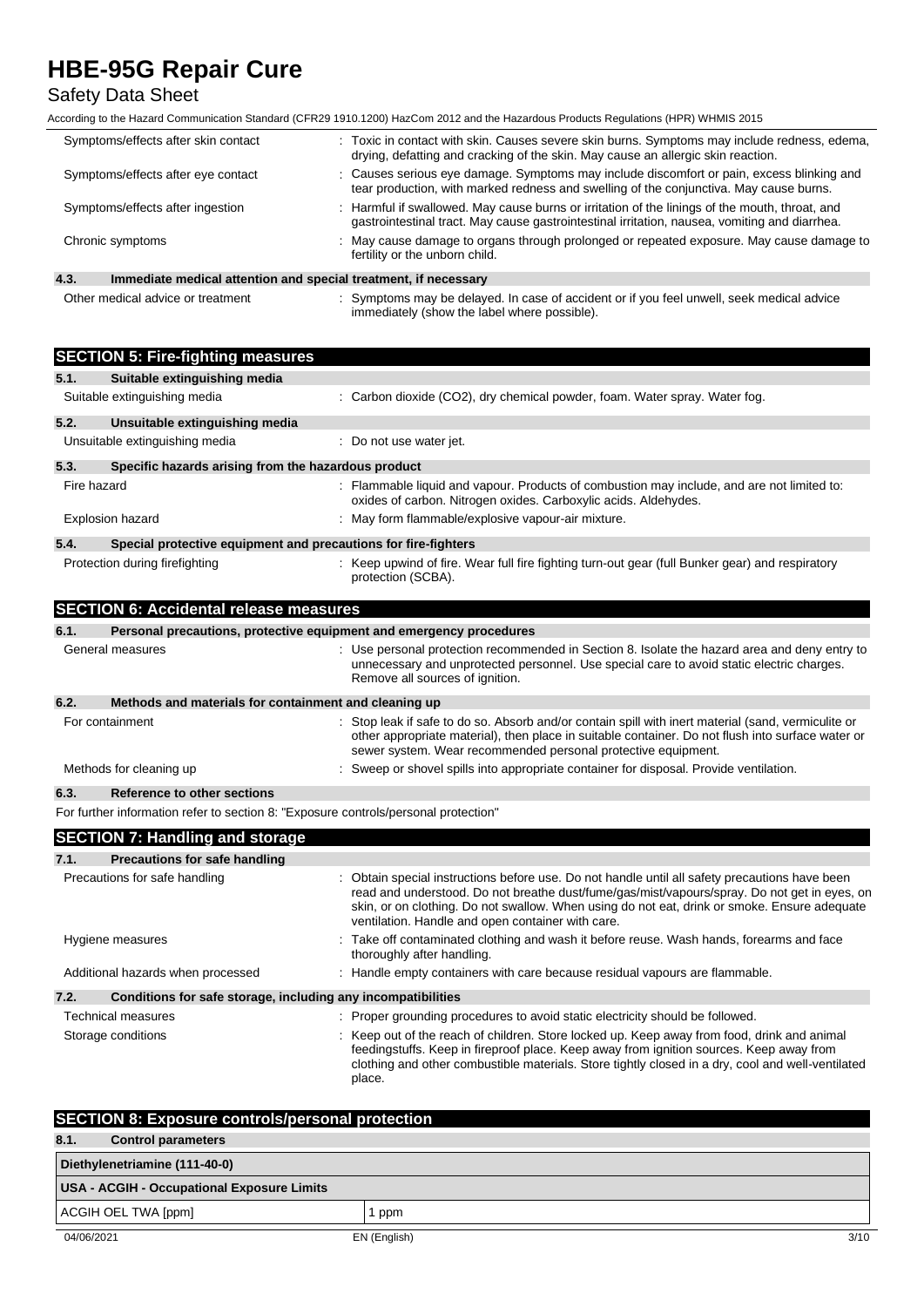| | |
|---|---|
| Symptoms/effects after skin contact | : Toxic in contact with skin. Causes severe skin burns. Symptoms may include redness, edema, drying, defatting and cracking of the skin. May cause an allergic skin reaction. |
| Symptoms/effects after eye contact | : Causes serious eye damage. Symptoms may include discomfort or pain, excess blinking and tear production, with marked redness and swelling of the conjunctiva. May cause burns. |
| Symptoms/effects after ingestion | : Harmful if swallowed. May cause burns or irritation of the linings of the mouth, throat, and gastrointestinal tract. May cause gastrointestinal irritation, nausea, vomiting and diarrhea. |
| Chronic symptoms | : May cause damage to organs through prolonged or repeated exposure. May cause damage to fertility or the unborn child. |

### 4.3. Immediate medical attention and special treatment, if necessary

| | |
|---|---|
| Other medical advice or treatment | : Symptoms may be delayed. In case of accident or if you feel unwell, seek medical advice immediately (show the label where possible). |

## SECTION 5: Fire-fighting measures

### 5.1. Suitable extinguishing media

| | |
|---|---|
| Suitable extinguishing media | : Carbon dioxide ($CO_2$), dry chemical powder, foam. Water spray. Water fog. |

### 5.2. Unsuitable extinguishing media

| | |
|---|---|
| Unsuitable extinguishing media | : Do not use water jet. |

### 5.3. Specific hazards arising from the hazardous product

| | |
|---|---|
| Fire hazard | : Flammable liquid and vapour. Products of combustion may include, and are not limited to: oxides of carbon. Nitrogen oxides. Carboxylic acids. Aldehydes. |
| Explosion hazard | : May form flammable/explosive vapour-air mixture. |

### 5.4. Special protective equipment and precautions for fire-fighters

| | |
|---|---|
| Protection during firefighting | : Keep upwind of fire. Wear full fire fighting turn-out gear (full Bunker gear) and respiratory protection (SCBA). |

## SECTION 6: Accidental release measures

### 6.1. Personal precautions, protective equipment and emergency procedures

| | |
|---|---|
| General measures | : Use personal protection recommended in Section 8. Isolate the hazard area and deny entry to unnecessary and unprotected personnel. Use special care to avoid static electric charges. Remove all sources of ignition. |

### 6.2. Methods and materials for containment and cleaning up

| | |
|---|---|
| For containment | : Stop leak if safe to do so. Absorb and/or contain spill with inert material (sand, vermiculite or other appropriate material), then place in suitable container. Do not flush into surface water or sewer system. Wear recommended personal protective equipment. |
| Methods for cleaning up | : Sweep or shovel spills into appropriate container for disposal. Provide ventilation. |

### 6.3. Reference to other sections

For further information refer to section 8: "Exposure controls/personal protection"

## SECTION 7: Handling and storage

### 7.1. Precautions for safe handling

| | |
|---|---|
| Precautions for safe handling | : Obtain special instructions before use. Do not handle until all safety precautions have been read and understood. Do not breathe dust/fume/gas/mist/vapours/spray. Do not get in eyes, on skin, or on clothing. Do not swallow. When using do not eat, drink or smoke. Ensure adequate ventilation. Handle and open container with care. |
| Hygiene measures | : Take off contaminated clothing and wash it before reuse. Wash hands, forearms and face thoroughly after handling. |
| Additional hazards when processed | : Handle empty containers with care because residual vapours are flammable. |

### 7.2. Conditions for safe storage, including any incompatibilities

| | |
|---|---|
| Technical measures | : Proper grounding procedures to avoid static electricity should be followed. |
| Storage conditions | : Keep out of the reach of children. Store locked up. Keep away from food, drink and animal feedingstuffs. Keep in fireproof place. Keep away from ignition sources. Keep away from clothing and other combustible materials. Store tightly closed in a dry, cool and well-ventilated place. |

## SECTION 8: Exposure controls/personal protection

### 8.1. Control parameters

| Diethylenetriamine (111-40-0) | |
|---|---|
| **USA - ACGIH - Occupational Exposure Limits** | |
| ACGIH OEL TWA [ppm] | 1 ppm |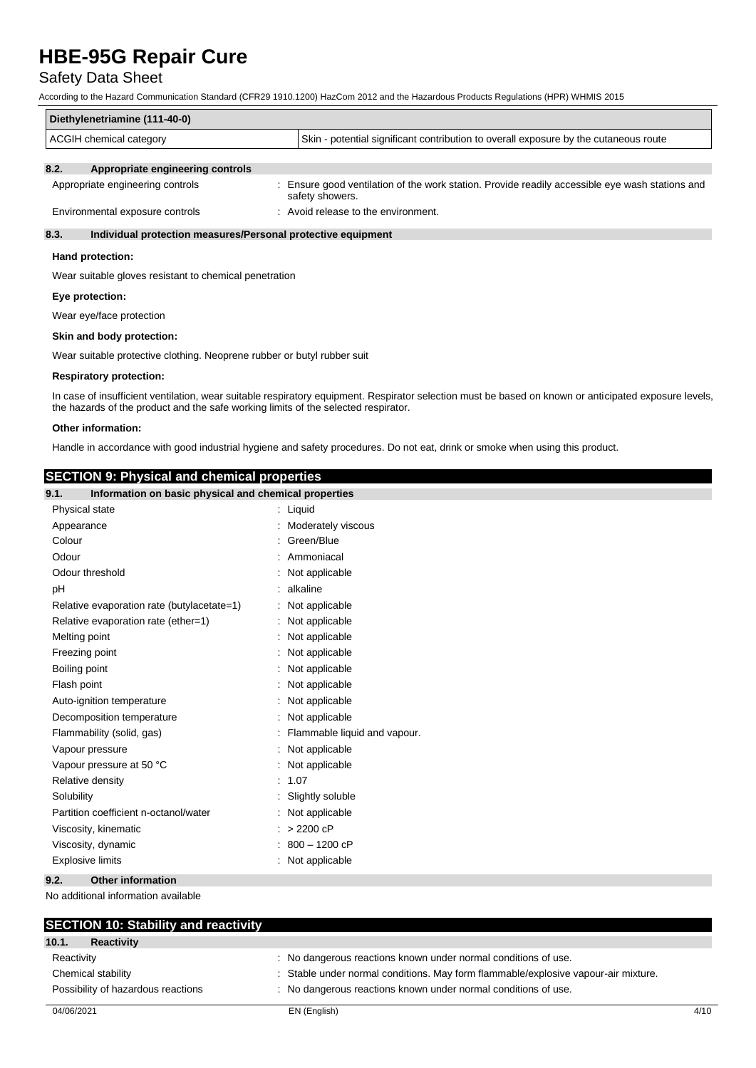| Diethylenetriamine (111-40-0) | |
|---|---|
| ACGIH chemical category | Skin - potential significant contribution to overall exposure by the cutaneous route |

### 8.2. Appropriate engineering controls

Appropriate engineering controls : Ensure good ventilation of the work station. Provide readily accessible eye wash stations and safety showers.

Environmental exposure controls : Avoid release to the environment.

### 8.3. Individual protection measures/Personal protective equipment

**Hand protection:**

Wear suitable gloves resistant to chemical penetration

**Eye protection:**

Wear eye/face protection

**Skin and body protection:**

Wear suitable protective clothing. Neoprene rubber or butyl rubber suit

**Respiratory protection:**

In case of insufficient ventilation, wear suitable respiratory equipment. Respirator selection must be based on known or anticipated exposure levels, the hazards of the product and the safe working limits of the selected respirator.

**Other information:**

Handle in accordance with good industrial hygiene and safety procedures. Do not eat, drink or smoke when using this product.

## SECTION 9: Physical and chemical properties

### 9.1. Information on basic physical and chemical properties

| Property | Value |
|---|---|
| Physical state | Liquid |
| Appearance | Moderately viscous |
| Colour | Green/Blue |
| Odour | Ammoniacal |
| Odour threshold | Not applicable |
| pH | alkaline |
| Relative evaporation rate (butylacetate=1) | Not applicable |
| Relative evaporation rate (ether=1) | Not applicable |
| Melting point | Not applicable |
| Freezing point | Not applicable |
| Boiling point | Not applicable |
| Flash point | Not applicable |
| Auto-ignition temperature | Not applicable |
| Decomposition temperature | Not applicable |
| Flammability (solid, gas) | Flammable liquid and vapour. |
| Vapour pressure | Not applicable |
| Vapour pressure at 50 °C | Not applicable |
| Relative density | 1.07 |
| Solubility | Slightly soluble |
| Partition coefficient n-octanol/water | Not applicable |
| Viscosity, kinematic | > 2200 cP |
| Viscosity, dynamic | 800 – 1200 cP |
| Explosive limits | Not applicable |

### 9.2. Other information

No additional information available

## SECTION 10: Stability and reactivity

### 10.1. Reactivity

Reactivity : No dangerous reactions known under normal conditions of use.

Chemical stability : Stable under normal conditions. May form flammable/explosive vapour-air mixture.

Possibility of hazardous reactions : No dangerous reactions known under normal conditions of use.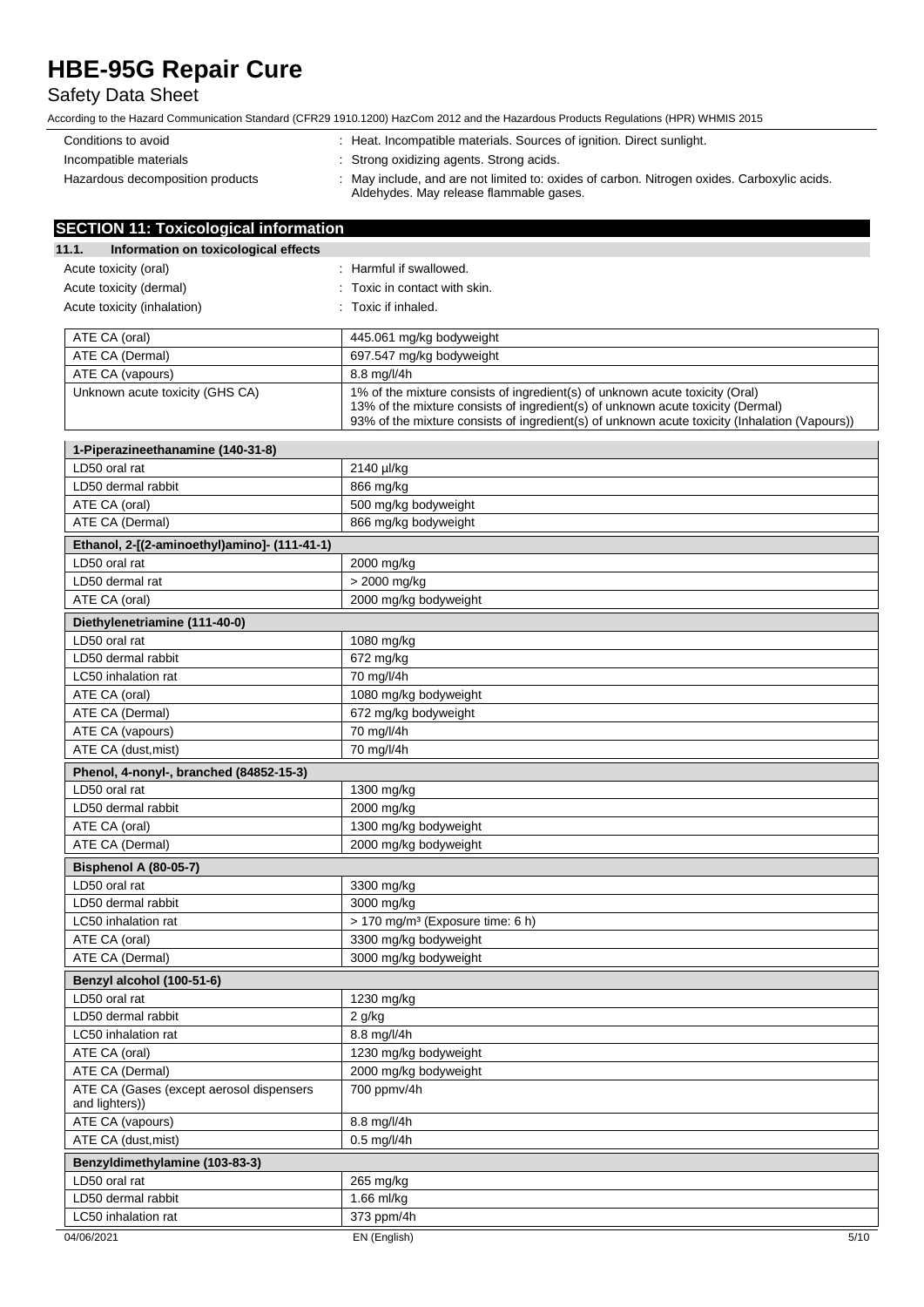| | |
|---|---|
| Conditions to avoid | : Heat. Incompatible materials. Sources of ignition. Direct sunlight. |
| Incompatible materials | : Strong oxidizing agents. Strong acids. |
| Hazardous decomposition products | : May include, and are not limited to: oxides of carbon. Nitrogen oxides. Carboxylic acids. Aldehydes. May release flammable gases. |

## SECTION 11: Toxicological information

### 11.1. Information on toxicological effects

| | |
|---|---|
| Acute toxicity (oral) | : Harmful if swallowed. |
| Acute toxicity (dermal) | : Toxic in contact with skin. |
| Acute toxicity (inhalation) | : Toxic if inhaled. |

| | |
|---|---|
| ATE CA (oral) | 445.061 mg/kg bodyweight |
| ATE CA (Dermal) | 697.547 mg/kg bodyweight |
| ATE CA (vapours) | 8.8 mg/l/4h |
| Unknown acute toxicity (GHS CA) | 1% of the mixture consists of ingredient(s) of unknown acute toxicity (Oral)<br>13% of the mixture consists of ingredient(s) of unknown acute toxicity (Dermal)<br>93% of the mixture consists of ingredient(s) of unknown acute toxicity (Inhalation (Vapours)) |

| **1-Piperazineethanamine (140-31-8)** | |
|---|---|
| LD50 oral rat | 2140 µl/kg |
| LD50 dermal rabbit | 866 mg/kg |
| ATE CA (oral) | 500 mg/kg bodyweight |
| ATE CA (Dermal) | 866 mg/kg bodyweight |

| **Ethanol, 2-[(2-aminoethyl)amino]- (111-41-1)** | |
|---|---|
| LD50 oral rat | 2000 mg/kg |
| LD50 dermal rat | > 2000 mg/kg |
| ATE CA (oral) | 2000 mg/kg bodyweight |

| **Diethylenetriamine (111-40-0)** | |
|---|---|
| LD50 oral rat | 1080 mg/kg |
| LD50 dermal rabbit | 672 mg/kg |
| LC50 inhalation rat | 70 mg/l/4h |
| ATE CA (oral) | 1080 mg/kg bodyweight |
| ATE CA (Dermal) | 672 mg/kg bodyweight |
| ATE CA (vapours) | 70 mg/l/4h |
| ATE CA (dust,mist) | 70 mg/l/4h |

| **Phenol, 4-nonyl-, branched (84852-15-3)** | |
|---|---|
| LD50 oral rat | 1300 mg/kg |
| LD50 dermal rabbit | 2000 mg/kg |
| ATE CA (oral) | 1300 mg/kg bodyweight |
| ATE CA (Dermal) | 2000 mg/kg bodyweight |

| **Bisphenol A (80-05-7)** | |
|---|---|
| LD50 oral rat | 3300 mg/kg |
| LD50 dermal rabbit | 3000 mg/kg |
| LC50 inhalation rat | > 170 mg/m³ (Exposure time: 6 h) |
| ATE CA (oral) | 3300 mg/kg bodyweight |
| ATE CA (Dermal) | 3000 mg/kg bodyweight |

| **Benzyl alcohol (100-51-6)** | |
|---|---|
| LD50 oral rat | 1230 mg/kg |
| LD50 dermal rabbit | 2 g/kg |
| LC50 inhalation rat | 8.8 mg/l/4h |
| ATE CA (oral) | 1230 mg/kg bodyweight |
| ATE CA (Dermal) | 2000 mg/kg bodyweight |
| ATE CA (Gases (except aerosol dispensers and lighters)) | 700 ppmv/4h |
| ATE CA (vapours) | 8.8 mg/l/4h |
| ATE CA (dust,mist) | 0.5 mg/l/4h |

| **Benzyldimethylamine (103-83-3)** | |
|---|---|
| LD50 oral rat | 265 mg/kg |
| LD50 dermal rabbit | 1.66 ml/kg |
| LC50 inhalation rat | 373 ppm/4h |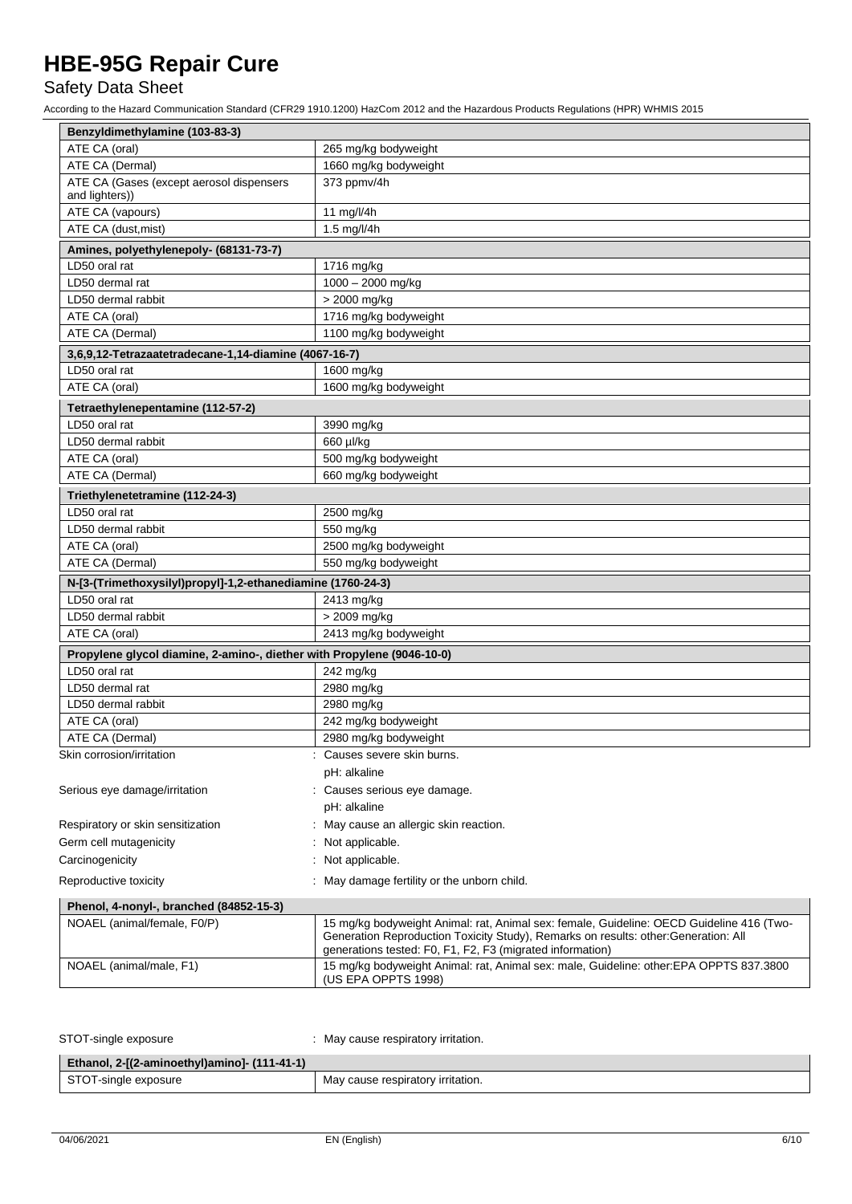| Benzyldimethylamine (103-83-3) | |
|---|---|
| ATE CA (oral) | 265 mg/kg bodyweight |
| ATE CA (Dermal) | 1660 mg/kg bodyweight |
| ATE CA (Gases (except aerosol dispensers and lighters)) | 373 ppmv/4h |
| ATE CA (vapours) | 11 mg/l/4h |
| ATE CA (dust,mist) | 1.5 mg/l/4h |

| Amines, polyethylenepoly- (68131-73-7) | |
|---|---|
| LD50 oral rat | 1716 mg/kg |
| LD50 dermal rat | 1000 – 2000 mg/kg |
| LD50 dermal rabbit | > 2000 mg/kg |
| ATE CA (oral) | 1716 mg/kg bodyweight |
| ATE CA (Dermal) | 1100 mg/kg bodyweight |

| 3,6,9,12-Tetrazaatetradecane-1,14-diamine (4067-16-7) | |
|---|---|
| LD50 oral rat | 1600 mg/kg |
| ATE CA (oral) | 1600 mg/kg bodyweight |

| Tetraethylenepentamine (112-57-2) | |
|---|---|
| LD50 oral rat | 3990 mg/kg |
| LD50 dermal rabbit | 660 µl/kg |
| ATE CA (oral) | 500 mg/kg bodyweight |
| ATE CA (Dermal) | 660 mg/kg bodyweight |

| Triethylenetetramine (112-24-3) | |
|---|---|
| LD50 oral rat | 2500 mg/kg |
| LD50 dermal rabbit | 550 mg/kg |
| ATE CA (oral) | 2500 mg/kg bodyweight |
| ATE CA (Dermal) | 550 mg/kg bodyweight |

| N-[3-(Trimethoxysilyl)propyl]-1,2-ethanediamine (1760-24-3) | |
|---|---|
| LD50 oral rat | 2413 mg/kg |
| LD50 dermal rabbit | > 2009 mg/kg |
| ATE CA (oral) | 2413 mg/kg bodyweight |

| Propylene glycol diamine, 2-amino-, diether with Propylene (9046-10-0) | |
|---|---|
| LD50 oral rat | 242 mg/kg |
| LD50 dermal rat | 2980 mg/kg |
| LD50 dermal rabbit | 2980 mg/kg |
| ATE CA (oral) | 242 mg/kg bodyweight |
| ATE CA (Dermal) | 2980 mg/kg bodyweight |

Skin corrosion/irritation : Causes severe skin burns.
pH: alkaline

Serious eye damage/irritation : Causes serious eye damage.
pH: alkaline

Respiratory or skin sensitization : May cause an allergic skin reaction.

Germ cell mutagenicity : Not applicable.

Carcinogenicity : Not applicable.

Reproductive toxicity : May damage fertility or the unborn child.

| Phenol, 4-nonyl-, branched (84852-15-3) | |
|---|---|
| NOAEL (animal/female, F0/P) | 15 mg/kg bodyweight Animal: rat, Animal sex: female, Guideline: OECD Guideline 416 (Two-Generation Reproduction Toxicity Study), Remarks on results: other:Generation: All generations tested: F0, F1, F2, F3 (migrated information) |
| NOAEL (animal/male, F1) | 15 mg/kg bodyweight Animal: rat, Animal sex: male, Guideline: other:EPA OPPTS 837.3800 (US EPA OPPTS 1998) |

STOT-single exposure : May cause respiratory irritation.

| Ethanol, 2-[(2-aminoethyl)amino]- (111-41-1) | |
|---|---|
| STOT-single exposure | May cause respiratory irritation. |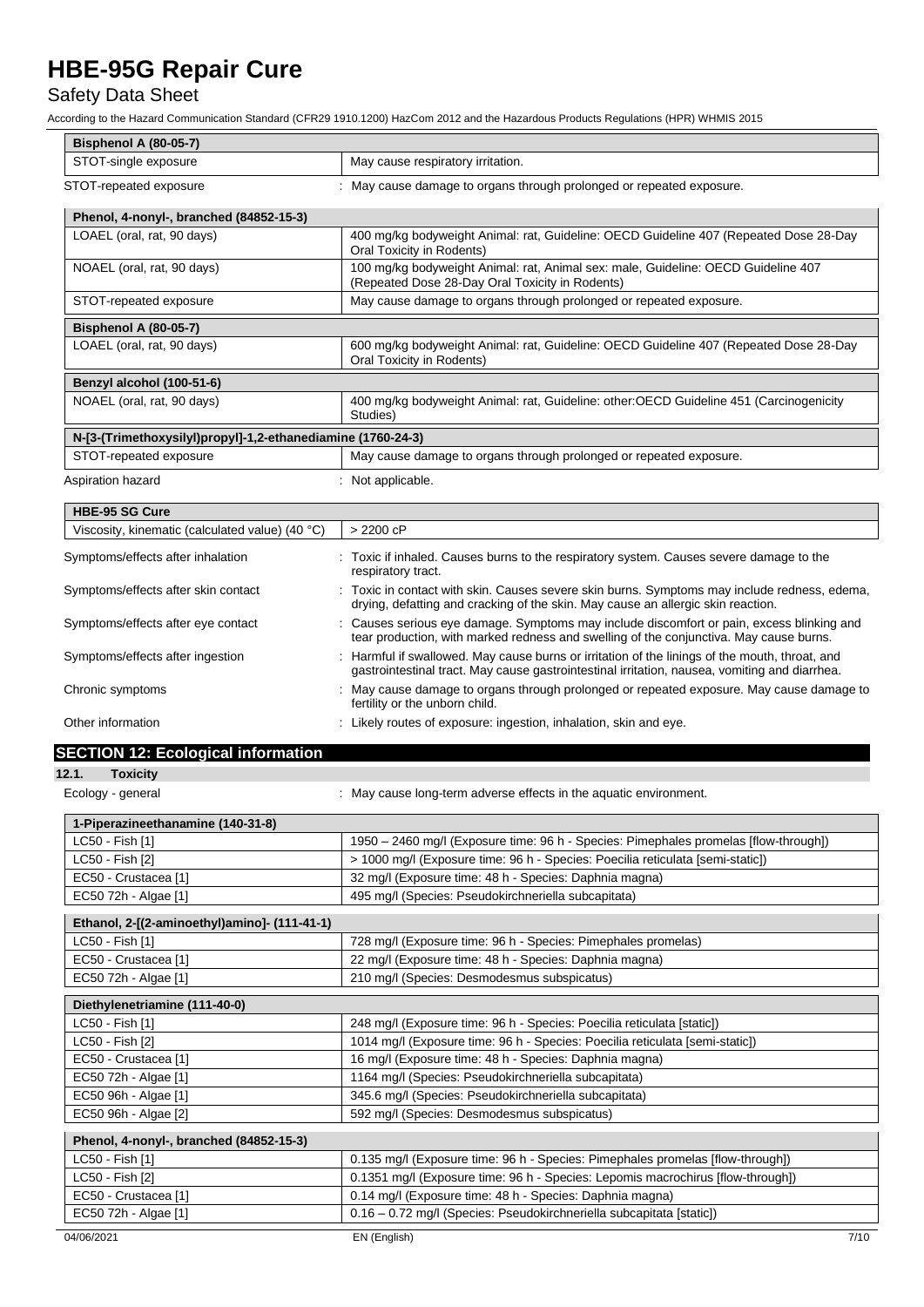| Bisphenol A (80-05-7) | |
|---|---|
| STOT-single exposure | May cause respiratory irritation. |

STOT-repeated exposure : May cause damage to organs through prolonged or repeated exposure.

| Phenol, 4-nonyl-, branched (84852-15-3) | |
|---|---|
| LOAEL (oral, rat, 90 days) | 400 mg/kg bodyweight Animal: rat, Guideline: OECD Guideline 407 (Repeated Dose 28-Day Oral Toxicity in Rodents) |
| NOAEL (oral, rat, 90 days) | 100 mg/kg bodyweight Animal: rat, Animal sex: male, Guideline: OECD Guideline 407 (Repeated Dose 28-Day Oral Toxicity in Rodents) |
| STOT-repeated exposure | May cause damage to organs through prolonged or repeated exposure. |

| Bisphenol A (80-05-7) | |
|---|---|
| LOAEL (oral, rat, 90 days) | 600 mg/kg bodyweight Animal: rat, Guideline: OECD Guideline 407 (Repeated Dose 28-Day Oral Toxicity in Rodents) |

| Benzyl alcohol (100-51-6) | |
|---|---|
| NOAEL (oral, rat, 90 days) | 400 mg/kg bodyweight Animal: rat, Guideline: other:OECD Guideline 451 (Carcinogenicity Studies) |

| N-[3-(Trimethoxysilyl)propyl]-1,2-ethanediamine (1760-24-3) | |
|---|---|
| STOT-repeated exposure | May cause damage to organs through prolonged or repeated exposure. |

Aspiration hazard : Not applicable.

| HBE-95 SG Cure | |
|---|---|
| Viscosity, kinematic (calculated value) (40 °C) | > 2200 cP |

Symptoms/effects after inhalation : Toxic if inhaled. Causes burns to the respiratory system. Causes severe damage to the respiratory tract.

Symptoms/effects after skin contact : Toxic in contact with skin. Causes severe skin burns. Symptoms may include redness, edema, drying, defatting and cracking of the skin. May cause an allergic skin reaction.

Symptoms/effects after eye contact : Causes serious eye damage. Symptoms may include discomfort or pain, excess blinking and tear production, with marked redness and swelling of the conjunctiva. May cause burns.

Symptoms/effects after ingestion : Harmful if swallowed. May cause burns or irritation of the linings of the mouth, throat, and gastrointestinal tract. May cause gastrointestinal irritation, nausea, vomiting and diarrhea.

Chronic symptoms : May cause damage to organs through prolonged or repeated exposure. May cause damage to fertility or the unborn child.

Other information : Likely routes of exposure: ingestion, inhalation, skin and eye.

## SECTION 12: Ecological information

### 12.1. Toxicity

Ecology - general : May cause long-term adverse effects in the aquatic environment.

| 1-Piperazineethanamine (140-31-8) | |
|---|---|
| LC50 - Fish [1] | 1950 – 2460 mg/l (Exposure time: 96 h - Species: Pimephales promelas [flow-through]) |
| LC50 - Fish [2] | > 1000 mg/l (Exposure time: 96 h - Species: Poecilia reticulata [semi-static]) |
| EC50 - Crustacea [1] | 32 mg/l (Exposure time: 48 h - Species: Daphnia magna) |
| EC50 72h - Algae [1] | 495 mg/l (Species: Pseudokirchneriella subcapitata) |

| Ethanol, 2-[(2-aminoethyl)amino]- (111-41-1) | |
|---|---|
| LC50 - Fish [1] | 728 mg/l (Exposure time: 96 h - Species: Pimephales promelas) |
| EC50 - Crustacea [1] | 22 mg/l (Exposure time: 48 h - Species: Daphnia magna) |
| EC50 72h - Algae [1] | 210 mg/l (Species: Desmodesmus subspicatus) |

| Diethylenetriamine (111-40-0) | |
|---|---|
| LC50 - Fish [1] | 248 mg/l (Exposure time: 96 h - Species: Poecilia reticulata [static]) |
| LC50 - Fish [2] | 1014 mg/l (Exposure time: 96 h - Species: Poecilia reticulata [semi-static]) |
| EC50 - Crustacea [1] | 16 mg/l (Exposure time: 48 h - Species: Daphnia magna) |
| EC50 72h - Algae [1] | 1164 mg/l (Species: Pseudokirchneriella subcapitata) |
| EC50 96h - Algae [1] | 345.6 mg/l (Species: Pseudokirchneriella subcapitata) |
| EC50 96h - Algae [2] | 592 mg/l (Species: Desmodesmus subspicatus) |

| Phenol, 4-nonyl-, branched (84852-15-3) | |
|---|---|
| LC50 - Fish [1] | 0.135 mg/l (Exposure time: 96 h - Species: Pimephales promelas [flow-through]) |
| LC50 - Fish [2] | 0.1351 mg/l (Exposure time: 96 h - Species: Lepomis macrochirus [flow-through]) |
| EC50 - Crustacea [1] | 0.14 mg/l (Exposure time: 48 h - Species: Daphnia magna) |
| EC50 72h - Algae [1] | 0.16 – 0.72 mg/l (Species: Pseudokirchneriella subcapitata [static]) |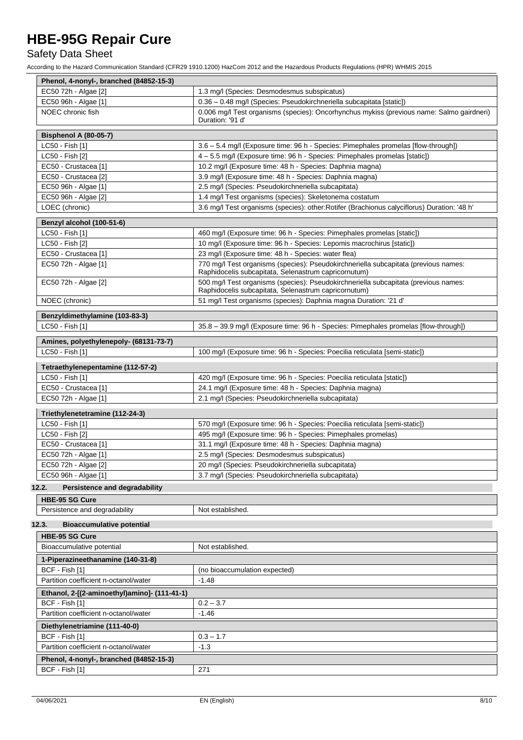# HBE-95G Repair Cure

Safety Data Sheet

According to the Hazard Communication Standard (CFR29 1910.1200) HazCom 2012 and the Hazardous Products Regulations (HPR) WHMIS 2015

| Phenol, 4-nonyl-, branched (84852-15-3) | |
|---|---|
| EC50 72h - Algae [2] | 1.3 mg/l (Species: Desmodesmus subspicatus) |
| EC50 96h - Algae [1] | 0.36 – 0.48 mg/l (Species: Pseudokirchneriella subcapitata [static]) |
| NOEC chronic fish | 0.006 mg/l Test organisms (species): Oncorhynchus mykiss (previous name: Salmo gairdneri) Duration: '91 d' |

| Bisphenol A (80-05-7) | |
|---|---|
| LC50 - Fish [1] | 3.6 – 5.4 mg/l (Exposure time: 96 h - Species: Pimephales promelas [flow-through]) |
| LC50 - Fish [2] | 4 – 5.5 mg/l (Exposure time: 96 h - Species: Pimephales promelas [static]) |
| EC50 - Crustacea [1] | 10.2 mg/l (Exposure time: 48 h - Species: Daphnia magna) |
| EC50 - Crustacea [2] | 3.9 mg/l (Exposure time: 48 h - Species: Daphnia magna) |
| EC50 96h - Algae [1] | 2.5 mg/l (Species: Pseudokirchneriella subcapitata) |
| EC50 96h - Algae [2] | 1.4 mg/l Test organisms (species): Skeletonema costatum |
| LOEC (chronic) | 3.6 mg/l Test organisms (species): other:Rotifer (Brachionus calyciflorus) Duration: '48 h' |

| Benzyl alcohol (100-51-6) | |
|---|---|
| LC50 - Fish [1] | 460 mg/l (Exposure time: 96 h - Species: Pimephales promelas [static]) |
| LC50 - Fish [2] | 10 mg/l (Exposure time: 96 h - Species: Lepomis macrochirus [static]) |
| EC50 - Crustacea [1] | 23 mg/l (Exposure time: 48 h - Species: water flea) |
| EC50 72h - Algae [1] | 770 mg/l Test organisms (species): Pseudokirchneriella subcapitata (previous names: Raphidocelis subcapitata, Selenastrum capricornutum) |
| EC50 72h - Algae [2] | 500 mg/l Test organisms (species): Pseudokirchneriella subcapitata (previous names: Raphidocelis subcapitata, Selenastrum capricornutum) |
| NOEC (chronic) | 51 mg/l Test organisms (species): Daphnia magna Duration: '21 d' |

| Benzyldimethylamine (103-83-3) | |
|---|---|
| LC50 - Fish [1] | 35.8 – 39.9 mg/l (Exposure time: 96 h - Species: Pimephales promelas [flow-through]) |

| Amines, polyethylenepoly- (68131-73-7) | |
|---|---|
| LC50 - Fish [1] | 100 mg/l (Exposure time: 96 h - Species: Poecilia reticulata [semi-static]) |

| Tetraethylenepentamine (112-57-2) | |
|---|---|
| LC50 - Fish [1] | 420 mg/l (Exposure time: 96 h - Species: Poecilia reticulata [static]) |
| EC50 - Crustacea [1] | 24.1 mg/l (Exposure time: 48 h - Species: Daphnia magna) |
| EC50 72h - Algae [1] | 2.1 mg/l (Species: Pseudokirchneriella subcapitata) |

| Triethylenetetramine (112-24-3) | |
|---|---|
| LC50 - Fish [1] | 570 mg/l (Exposure time: 96 h - Species: Poecilia reticulata [semi-static]) |
| LC50 - Fish [2] | 495 mg/l (Exposure time: 96 h - Species: Pimephales promelas) |
| EC50 - Crustacea [1] | 31.1 mg/l (Exposure time: 48 h - Species: Daphnia magna) |
| EC50 72h - Algae [1] | 2.5 mg/l (Species: Desmodesmus subspicatus) |
| EC50 72h - Algae [2] | 20 mg/l (Species: Pseudokirchneriella subcapitata) |
| EC50 96h - Algae [1] | 3.7 mg/l (Species: Pseudokirchneriella subcapitata) |

## 12.2. Persistence and degradability

| HBE-95 SG Cure | |
|---|---|
| Persistence and degradability | Not established. |

## 12.3. Bioaccumulative potential

| HBE-95 SG Cure | |
|---|---|
| Bioaccumulative potential | Not established. |

| 1-Piperazineethanamine (140-31-8) | |
|---|---|
| BCF - Fish [1] | (no bioaccumulation expected) |
| Partition coefficient n-octanol/water | -1.48 |

| Ethanol, 2-[(2-aminoethyl)amino]- (111-41-1) | |
|---|---|
| BCF - Fish [1] | 0.2 – 3.7 |
| Partition coefficient n-octanol/water | -1.46 |

| Diethylenetriamine (111-40-0) | |
|---|---|
| BCF - Fish [1] | 0.3 – 1.7 |
| Partition coefficient n-octanol/water | -1.3 |

| Phenol, 4-nonyl-, branched (84852-15-3) | |
|---|---|
| BCF - Fish [1] | 271 |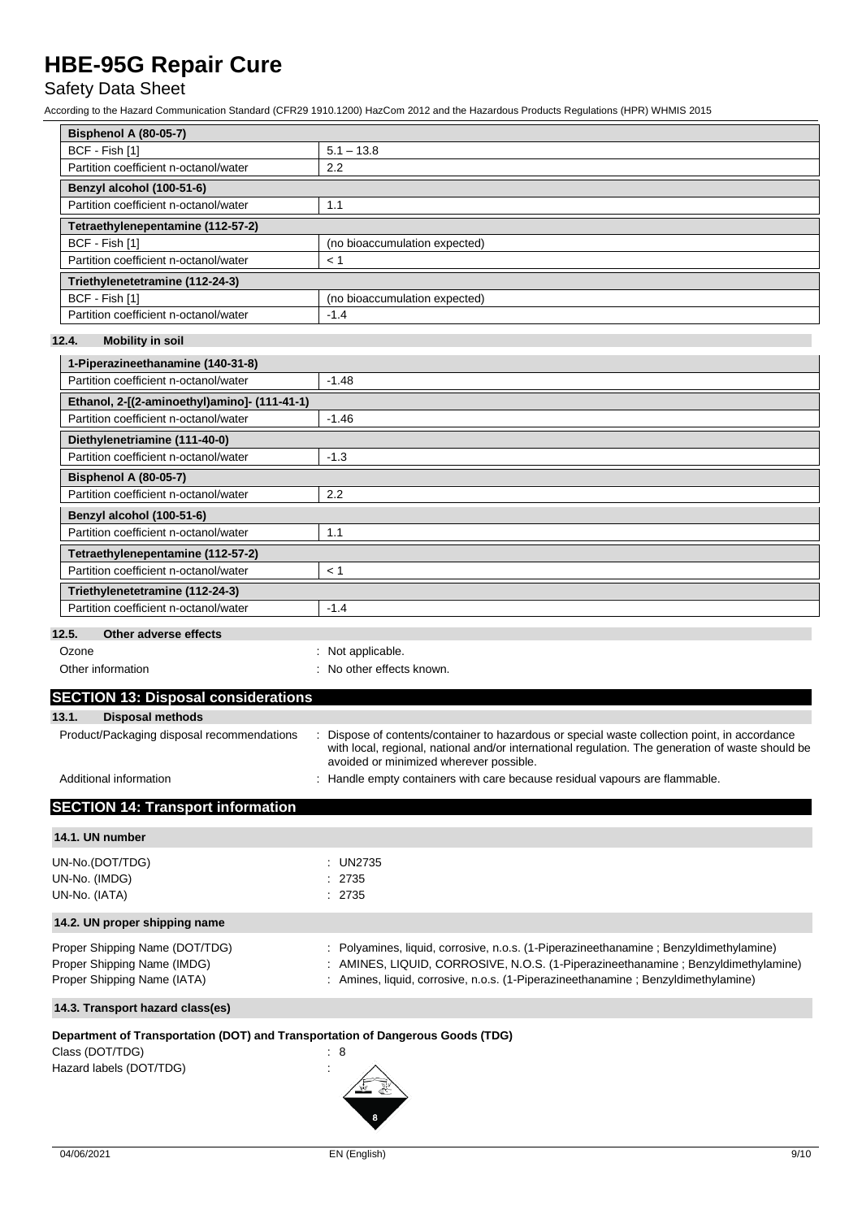| Bisphenol A (80-05-7) | |
|---|---|
| BCF - Fish [1] | 5.1 – 13.8 |
| Partition coefficient n-octanol/water | 2.2 |

| Benzyl alcohol (100-51-6) | |
|---|---|
| Partition coefficient n-octanol/water | 1.1 |

| Tetraethylenepentamine (112-57-2) | |
|---|---|
| BCF - Fish [1] | (no bioaccumulation expected) |
| Partition coefficient n-octanol/water | < 1 |

| Triethylenetetramine (112-24-3) | |
|---|---|
| BCF - Fish [1] | (no bioaccumulation expected) |
| Partition coefficient n-octanol/water | -1.4 |

### 12.4. Mobility in soil

| 1-Piperazineethanamine (140-31-8) | |
|---|---|
| Partition coefficient n-octanol/water | -1.48 |

| Ethanol, 2-[(2-aminoethyl)amino]- (111-41-1) | |
|---|---|
| Partition coefficient n-octanol/water | -1.46 |

| Diethylenetriamine (111-40-0) | |
|---|---|
| Partition coefficient n-octanol/water | -1.3 |

| Bisphenol A (80-05-7) | |
|---|---|
| Partition coefficient n-octanol/water | 2.2 |

| Benzyl alcohol (100-51-6) | |
|---|---|
| Partition coefficient n-octanol/water | 1.1 |

| Tetraethylenepentamine (112-57-2) | |
|---|---|
| Partition coefficient n-octanol/water | < 1 |

| Triethylenetetramine (112-24-3) | |
|---|---|
| Partition coefficient n-octanol/water | -1.4 |

### 12.5. Other adverse effects

Ozone : Not applicable.

Other information : No other effects known.

## SECTION 13: Disposal considerations

### 13.1. Disposal methods

Product/Packaging disposal recommendations : Dispose of contents/container to hazardous or special waste collection point, in accordance with local, regional, national and/or international regulation. The generation of waste should be avoided or minimized wherever possible.

Additional information : Handle empty containers with care because residual vapours are flammable.

## SECTION 14: Transport information

### 14.1. UN number

UN-No.(DOT/TDG) : UN2735

UN-No. (IMDG) : 2735

UN-No. (IATA) : 2735

### 14.2. UN proper shipping name

Proper Shipping Name (DOT/TDG) : Polyamines, liquid, corrosive, n.o.s. (1-Piperazineethanamine ; Benzyldimethylamine)

Proper Shipping Name (IMDG) : AMINES, LIQUID, CORROSIVE, N.O.S. (1-Piperazineethanamine ; Benzyldimethylamine)

Proper Shipping Name (IATA) : Amines, liquid, corrosive, n.o.s. (1-Piperazineethanamine ; Benzyldimethylamine)

### 14.3. Transport hazard class(es)

**Department of Transportation (DOT) and Transportation of Dangerous Goods (TDG)**

Class (DOT/TDG) : 8

Hazard labels (DOT/TDG) :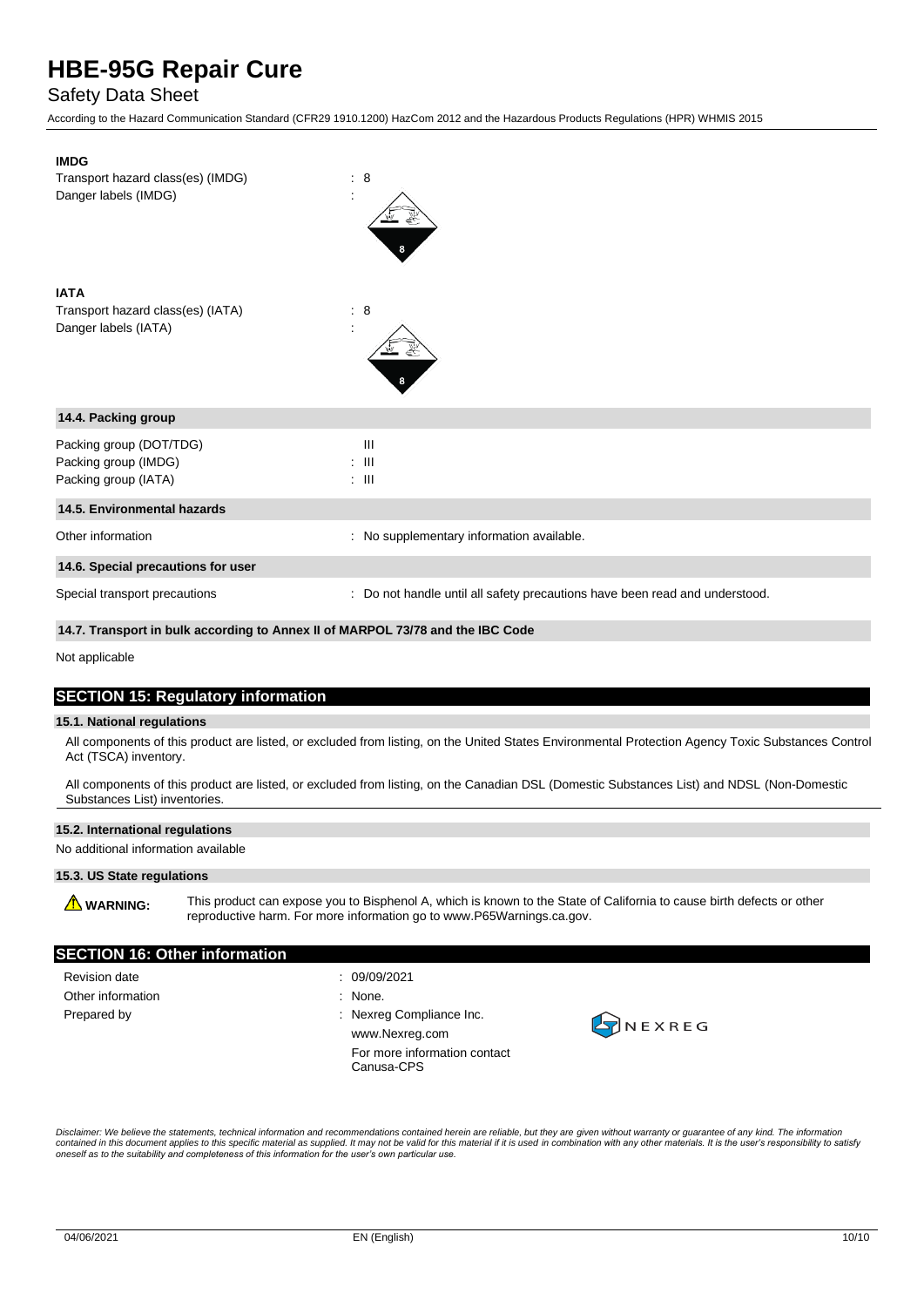**IMDG**

Transport hazard class(es) (IMDG) : 8

Danger labels (IMDG) :

**IATA**

Transport hazard class(es) (IATA) : 8

Danger labels (IATA) :

**14.4. Packing group**

Packing group (DOT/TDG) III

Packing group (IMDG) : III

Packing group (IATA) : III

**14.5. Environmental hazards**

Other information : No supplementary information available.

**14.6. Special precautions for user**

Special transport precautions : Do not handle until all safety precautions have been read and understood.

**14.7. Transport in bulk according to Annex II of MARPOL 73/78 and the IBC Code**

Not applicable

## SECTION 15: Regulatory information

**15.1. National regulations**

All components of this product are listed, or excluded from listing, on the United States Environmental Protection Agency Toxic Substances Control Act (TSCA) inventory.

All components of this product are listed, or excluded from listing, on the Canadian DSL (Domestic Substances List) and NDSL (Non-Domestic Substances List) inventories.

**15.2. International regulations**

No additional information available

**15.3. US State regulations**

⚠ **WARNING:** This product can expose you to Bisphenol A, which is known to the State of California to cause birth defects or other reproductive harm. For more information go to www.P65Warnings.ca.gov.

## SECTION 16: Other information

Revision date : 09/09/2021

Other information : None.

Prepared by : Nexreg Compliance Inc.
www.Nexreg.com
For more information contact Canusa-CPS

*Disclaimer: We believe the statements, technical information and recommendations contained herein are reliable, but they are given without warranty or guarantee of any kind. The information contained in this document applies to this specific material as supplied. It may not be valid for this material if it is used in combination with any other materials. It is the user's responsibility to satisfy oneself as to the suitability and completeness of this information for the user's own particular use.*